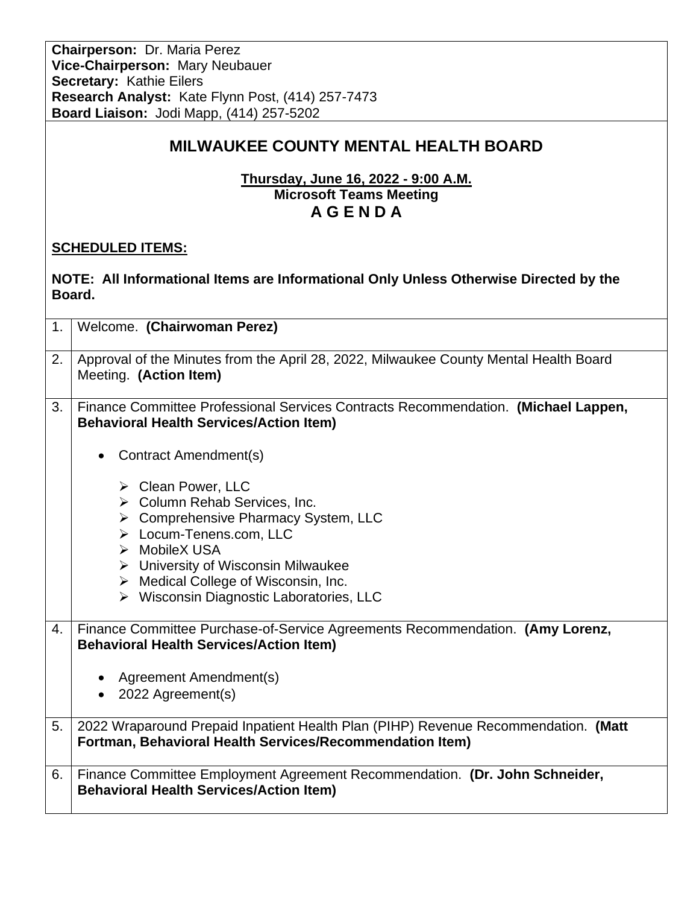**Chairperson:** Dr. Maria Perez
**Vice-Chairperson:** Mary Neubauer
**Secretary:** Kathie Eilers
**Research Analyst:** Kate Flynn Post, (414) 257-7473
**Board Liaison:** Jodi Mapp, (414) 257-5202

# MILWAUKEE COUNTY MENTAL HEALTH BOARD

**Thursday, June 16, 2022 - 9:00 A.M.**
**Microsoft Teams Meeting**
**A G E N D A**

**SCHEDULED ITEMS:**

**NOTE: All Informational Items are Informational Only Unless Otherwise Directed by the Board.**

| | |
|---|---|
| 1. | Welcome. **(Chairwoman Perez)** |
| 2. | Approval of the Minutes from the April 28, 2022, Milwaukee County Mental Health Board Meeting. **(Action Item)** |
| 3. | Finance Committee Professional Services Contracts Recommendation. **(Michael Lappen, Behavioral Health Services/Action Item)**<br><br>• Contract Amendment(s)<br><br>➢ Clean Power, LLC<br>➢ Column Rehab Services, Inc.<br>➢ Comprehensive Pharmacy System, LLC<br>➢ Locum-Tenens.com, LLC<br>➢ MobileX USA<br>➢ University of Wisconsin Milwaukee<br>➢ Medical College of Wisconsin, Inc.<br>➢ Wisconsin Diagnostic Laboratories, LLC |
| 4. | Finance Committee Purchase-of-Service Agreements Recommendation. **(Amy Lorenz, Behavioral Health Services/Action Item)**<br><br>• Agreement Amendment(s)<br>• 2022 Agreement(s) |
| 5. | 2022 Wraparound Prepaid Inpatient Health Plan (PIHP) Revenue Recommendation. **(Matt Fortman, Behavioral Health Services/Recommendation Item)** |
| 6. | Finance Committee Employment Agreement Recommendation. **(Dr. John Schneider, Behavioral Health Services/Action Item)** |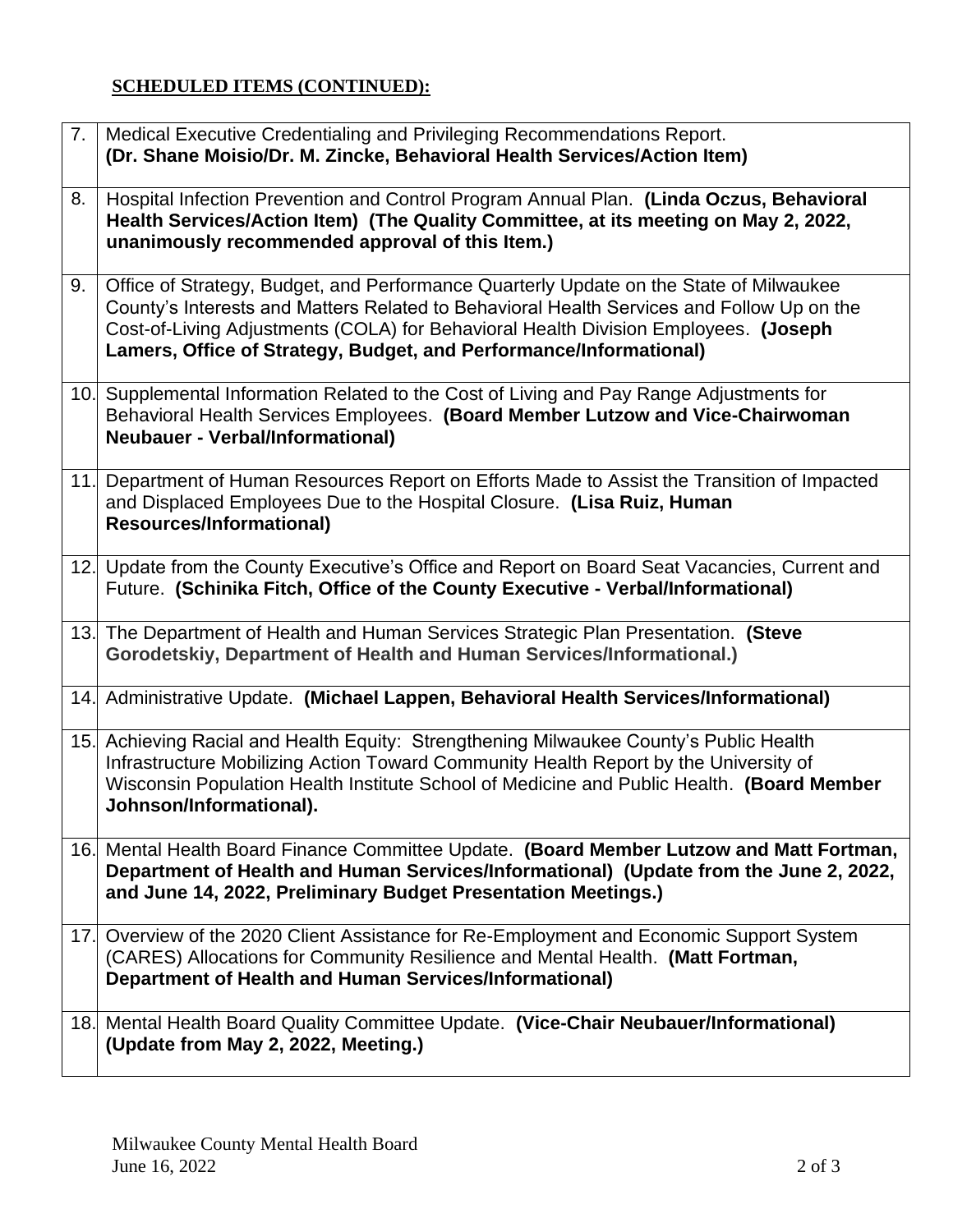**SCHEDULED ITEMS (CONTINUED):**

| | |
|---|---|
| 7. | Medical Executive Credentialing and Privileging Recommendations Report. **(Dr. Shane Moisio/Dr. M. Zincke, Behavioral Health Services/Action Item)** |
| 8. | Hospital Infection Prevention and Control Program Annual Plan. **(Linda Oczus, Behavioral Health Services/Action Item) (The Quality Committee, at its meeting on May 2, 2022, unanimously recommended approval of this Item.)** |
| 9. | Office of Strategy, Budget, and Performance Quarterly Update on the State of Milwaukee County's Interests and Matters Related to Behavioral Health Services and Follow Up on the Cost-of-Living Adjustments (COLA) for Behavioral Health Division Employees. **(Joseph Lamers, Office of Strategy, Budget, and Performance/Informational)** |
| 10. | Supplemental Information Related to the Cost of Living and Pay Range Adjustments for Behavioral Health Services Employees. **(Board Member Lutzow and Vice-Chairwoman Neubauer - Verbal/Informational)** |
| 11. | Department of Human Resources Report on Efforts Made to Assist the Transition of Impacted and Displaced Employees Due to the Hospital Closure. **(Lisa Ruiz, Human Resources/Informational)** |
| 12. | Update from the County Executive's Office and Report on Board Seat Vacancies, Current and Future. **(Schinika Fitch, Office of the County Executive - Verbal/Informational)** |
| 13. | The Department of Health and Human Services Strategic Plan Presentation. **(Steve Gorodetskiy, Department of Health and Human Services/Informational.)** |
| 14. | Administrative Update. **(Michael Lappen, Behavioral Health Services/Informational)** |
| 15. | Achieving Racial and Health Equity: Strengthening Milwaukee County's Public Health Infrastructure Mobilizing Action Toward Community Health Report by the University of Wisconsin Population Health Institute School of Medicine and Public Health. **(Board Member Johnson/Informational).** |
| 16. | Mental Health Board Finance Committee Update. **(Board Member Lutzow and Matt Fortman, Department of Health and Human Services/Informational) (Update from the June 2, 2022, and June 14, 2022, Preliminary Budget Presentation Meetings.)** |
| 17. | Overview of the 2020 Client Assistance for Re-Employment and Economic Support System (CARES) Allocations for Community Resilience and Mental Health. **(Matt Fortman, Department of Health and Human Services/Informational)** |
| 18. | Mental Health Board Quality Committee Update. **(Vice-Chair Neubauer/Informational) (Update from May 2, 2022, Meeting.)** |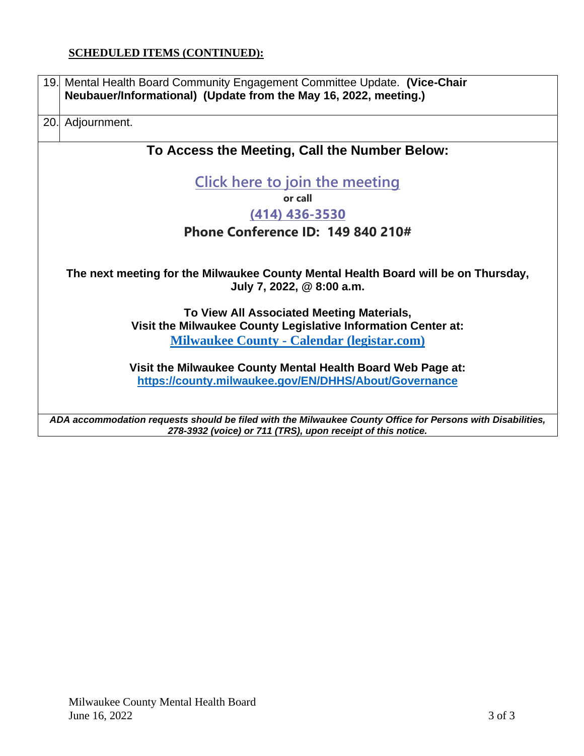**SCHEDULED ITEMS (CONTINUED):**

| | |
|---|---|
| 19. | Mental Health Board Community Engagement Committee Update. **(Vice-Chair Neubauer/Informational) (Update from the May 16, 2022, meeting.)** |
| 20. | Adjournment. |

## To Access the Meeting, Call the Number Below:

**Click here to join the meeting**

**or call**

**(414) 436-3530**

**Phone Conference ID: 149 840 210#**

**The next meeting for the Milwaukee County Mental Health Board will be on Thursday, July 7, 2022, @ 8:00 a.m.**

**To View All Associated Meeting Materials,**
**Visit the Milwaukee County Legislative Information Center at:**
**Milwaukee County - Calendar (legistar.com)**

**Visit the Milwaukee County Mental Health Board Web Page at:**
**https://county.milwaukee.gov/EN/DHHS/About/Governance**

***ADA accommodation requests should be filed with the Milwaukee County Office for Persons with Disabilities, 278-3932 (voice) or 711 (TRS), upon receipt of this notice.***

Milwaukee County Mental Health Board
June 16, 2022